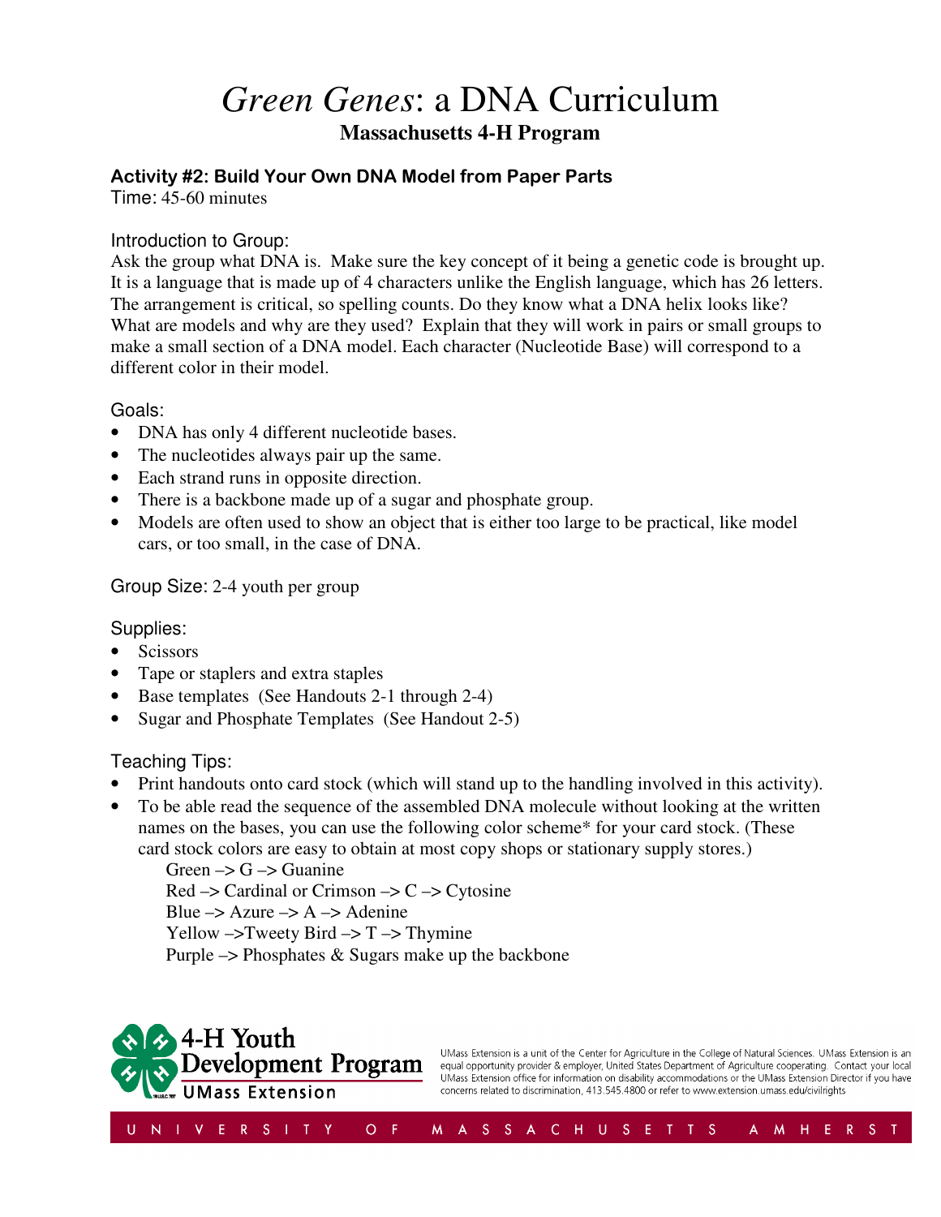# *Green Genes*: a DNA Curriculum

## Massachusetts 4-H Program

### Activity #2: Build Your Own DNA Model from Paper Parts

Time: 45-60 minutes

Introduction to Group:

Ask the group what DNA is. Make sure the key concept of it being a genetic code is brought up. It is a language that is made up of 4 characters unlike the English language, which has 26 letters. The arrangement is critical, so spelling counts. Do they know what a DNA helix looks like? What are models and why are they used? Explain that they will work in pairs or small groups to make a small section of a DNA model. Each character (Nucleotide Base) will correspond to a different color in their model.

Goals:

- DNA has only 4 different nucleotide bases.
- The nucleotides always pair up the same.
- Each strand runs in opposite direction.
- There is a backbone made up of a sugar and phosphate group.
- Models are often used to show an object that is either too large to be practical, like model cars, or too small, in the case of DNA.

Group Size: 2-4 youth per group

Supplies:

- Scissors
- Tape or staplers and extra staples
- Base templates (See Handouts 2-1 through 2-4)
- Sugar and Phosphate Templates (See Handout 2-5)

Teaching Tips:

- Print handouts onto card stock (which will stand up to the handling involved in this activity).
- To be able read the sequence of the assembled DNA molecule without looking at the written names on the bases, you can use the following color scheme* for your card stock. (These card stock colors are easy to obtain at most copy shops or stationary supply stores.)

  Green –> G –> Guanine
  Red –> Cardinal or Crimson –> C –> Cytosine
  Blue –> Azure –> A –> Adenine
  Yellow –>Tweety Bird –> T –> Thymine
  Purple –> Phosphates & Sugars make up the backbone

4-H Youth Development Program
UMass Extension

UMass Extension is a unit of the Center for Agriculture in the College of Natural Sciences. UMass Extension is an equal opportunity provider & employer, United States Department of Agriculture cooperating. Contact your local UMass Extension office for information on disability accommodations or the UMass Extension Director if you have concerns related to discrimination, 413.545.4800 or refer to www.extension.umass.edu/civilrights

UNIVERSITY OF MASSACHUSETTS AMHERST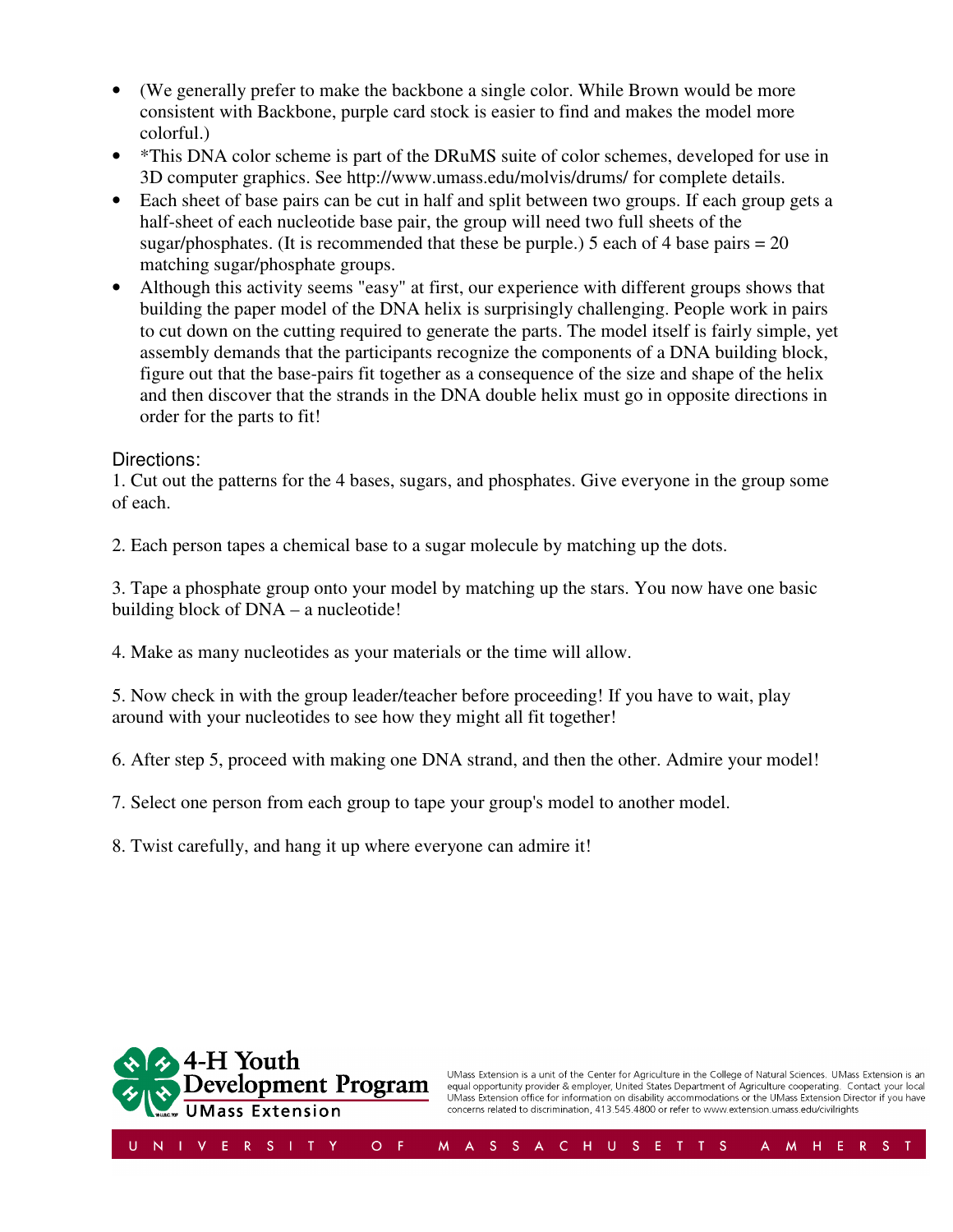- (We generally prefer to make the backbone a single color. While Brown would be more consistent with Backbone, purple card stock is easier to find and makes the model more colorful.)
- *This DNA color scheme is part of the DRuMS suite of color schemes, developed for use in 3D computer graphics. See http://www.umass.edu/molvis/drums/ for complete details.
- Each sheet of base pairs can be cut in half and split between two groups. If each group gets a half-sheet of each nucleotide base pair, the group will need two full sheets of the sugar/phosphates. (It is recommended that these be purple.) 5 each of 4 base pairs = 20 matching sugar/phosphate groups.
- Although this activity seems "easy" at first, our experience with different groups shows that building the paper model of the DNA helix is surprisingly challenging. People work in pairs to cut down on the cutting required to generate the parts. The model itself is fairly simple, yet assembly demands that the participants recognize the components of a DNA building block, figure out that the base-pairs fit together as a consequence of the size and shape of the helix and then discover that the strands in the DNA double helix must go in opposite directions in order for the parts to fit!

Directions:

1. Cut out the patterns for the 4 bases, sugars, and phosphates. Give everyone in the group some of each.

2. Each person tapes a chemical base to a sugar molecule by matching up the dots.

3. Tape a phosphate group onto your model by matching up the stars. You now have one basic building block of DNA – a nucleotide!

4. Make as many nucleotides as your materials or the time will allow.

5. Now check in with the group leader/teacher before proceeding! If you have to wait, play around with your nucleotides to see how they might all fit together!

6. After step 5, proceed with making one DNA strand, and then the other. Admire your model!

7. Select one person from each group to tape your group's model to another model.

8. Twist carefully, and hang it up where everyone can admire it!

4-H Youth Development Program
UMass Extension

UMass Extension is a unit of the Center for Agriculture in the College of Natural Sciences. UMass Extension is an equal opportunity provider & employer, United States Department of Agriculture cooperating. Contact your local UMass Extension office for information on disability accommodations or the UMass Extension Director if you have concerns related to discrimination, 413.545.4800 or refer to www.extension.umass.edu/civilrights

UNIVERSITY OF MASSACHUSETTS AMHERST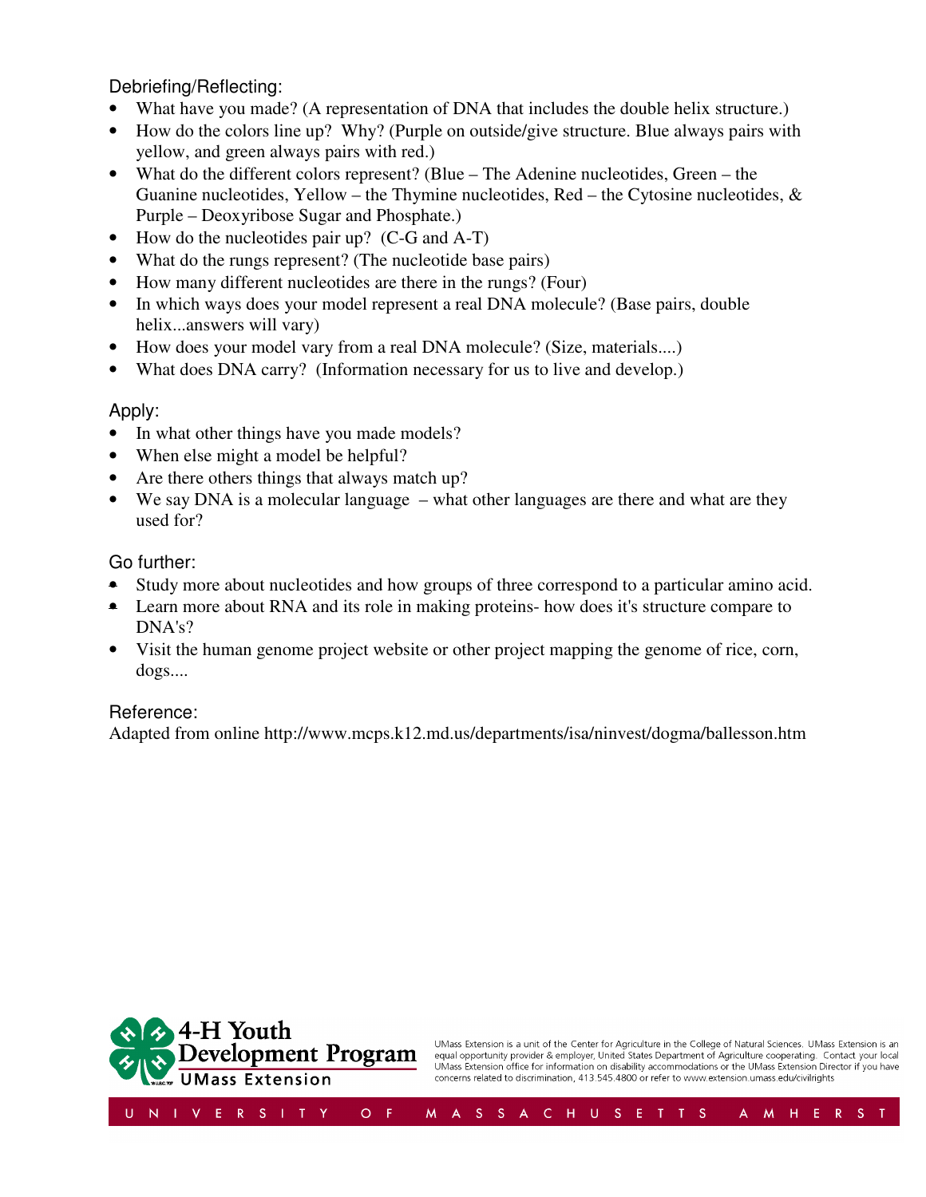## Debriefing/Reflecting:

- What have you made? (A representation of DNA that includes the double helix structure.)
- How do the colors line up? Why? (Purple on outside/give structure. Blue always pairs with yellow, and green always pairs with red.)
- What do the different colors represent? (Blue – The Adenine nucleotides, Green – the Guanine nucleotides, Yellow – the Thymine nucleotides, Red – the Cytosine nucleotides, & Purple – Deoxyribose Sugar and Phosphate.)
- How do the nucleotides pair up? (C-G and A-T)
- What do the rungs represent? (The nucleotide base pairs)
- How many different nucleotides are there in the rungs? (Four)
- In which ways does your model represent a real DNA molecule? (Base pairs, double helix...answers will vary)
- How does your model vary from a real DNA molecule? (Size, materials....)
- What does DNA carry? (Information necessary for us to live and develop.)

## Apply:

- In what other things have you made models?
- When else might a model be helpful?
- Are there others things that always match up?
- We say DNA is a molecular language – what other languages are there and what are they used for?

## Go further:

- Study more about nucleotides and how groups of three correspond to a particular amino acid.
- Learn more about RNA and its role in making proteins- how does it's structure compare to DNA's?
- Visit the human genome project website or other project mapping the genome of rice, corn, dogs....

## Reference:

Adapted from online http://www.mcps.k12.md.us/departments/isa/ninvest/dogma/ballesson.htm

4-H Youth Development Program
UMass Extension

UMass Extension is a unit of the Center for Agriculture in the College of Natural Sciences. UMass Extension is an equal opportunity provider & employer, United States Department of Agriculture cooperating. Contact your local UMass Extension office for information on disability accommodations or the UMass Extension Director if you have concerns related to discrimination, 413.545.4800 or refer to www.extension.umass.edu/civilrights

UNIVERSITY OF MASSACHUSETTS AMHERST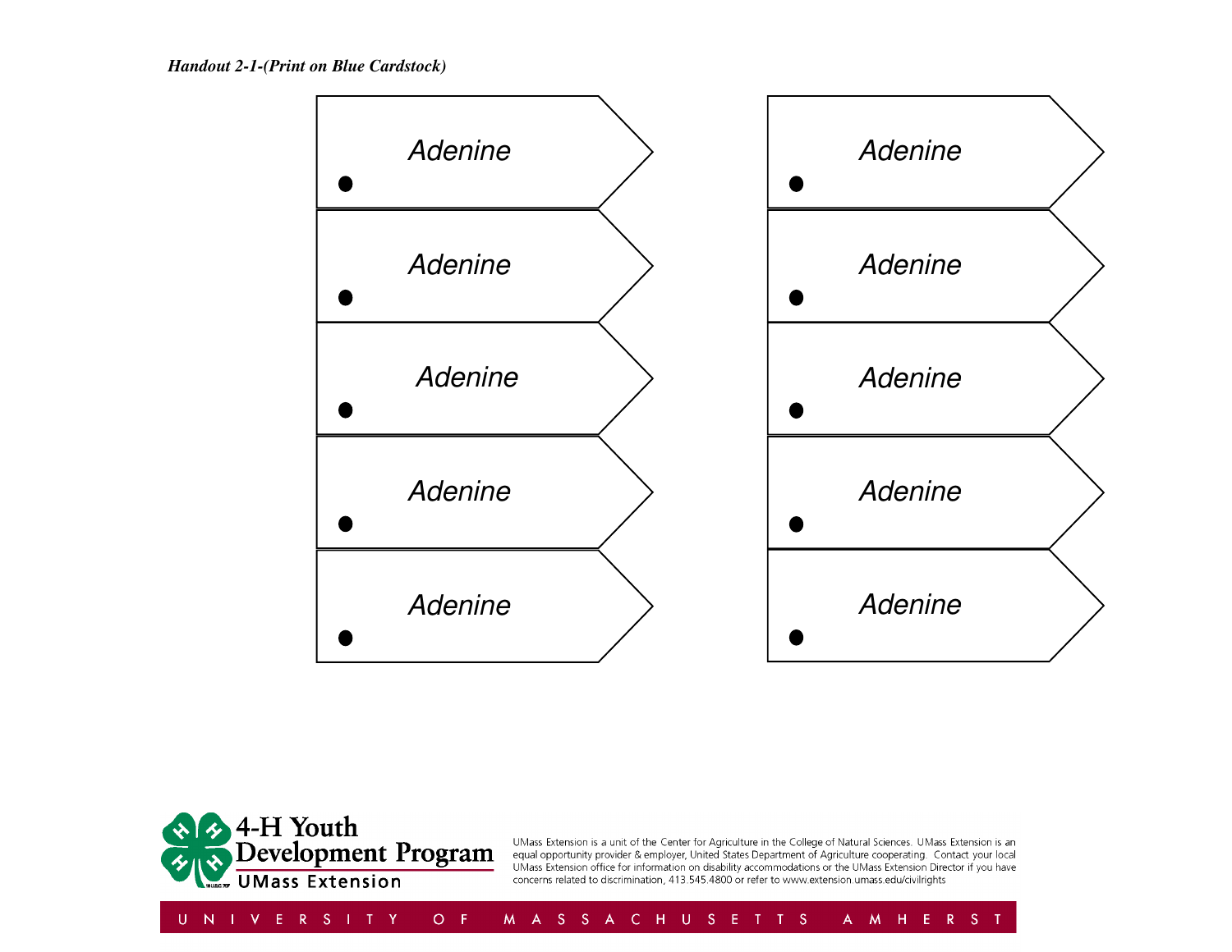*Handout 2-1-(Print on Blue Cardstock)*

Adenine

Adenine

Adenine

Adenine

Adenine

Adenine

Adenine

Adenine

Adenine

Adenine

4-H Youth Development Program
UMass Extension

UMass Extension is a unit of the Center for Agriculture in the College of Natural Sciences. UMass Extension is an equal opportunity provider & employer, United States Department of Agriculture cooperating. Contact your local UMass Extension office for information on disability accommodations or the UMass Extension Director if you have concerns related to discrimination, 413.545.4800 or refer to www.extension.umass.edu/civilrights

UNIVERSITY OF MASSACHUSETTS AMHERST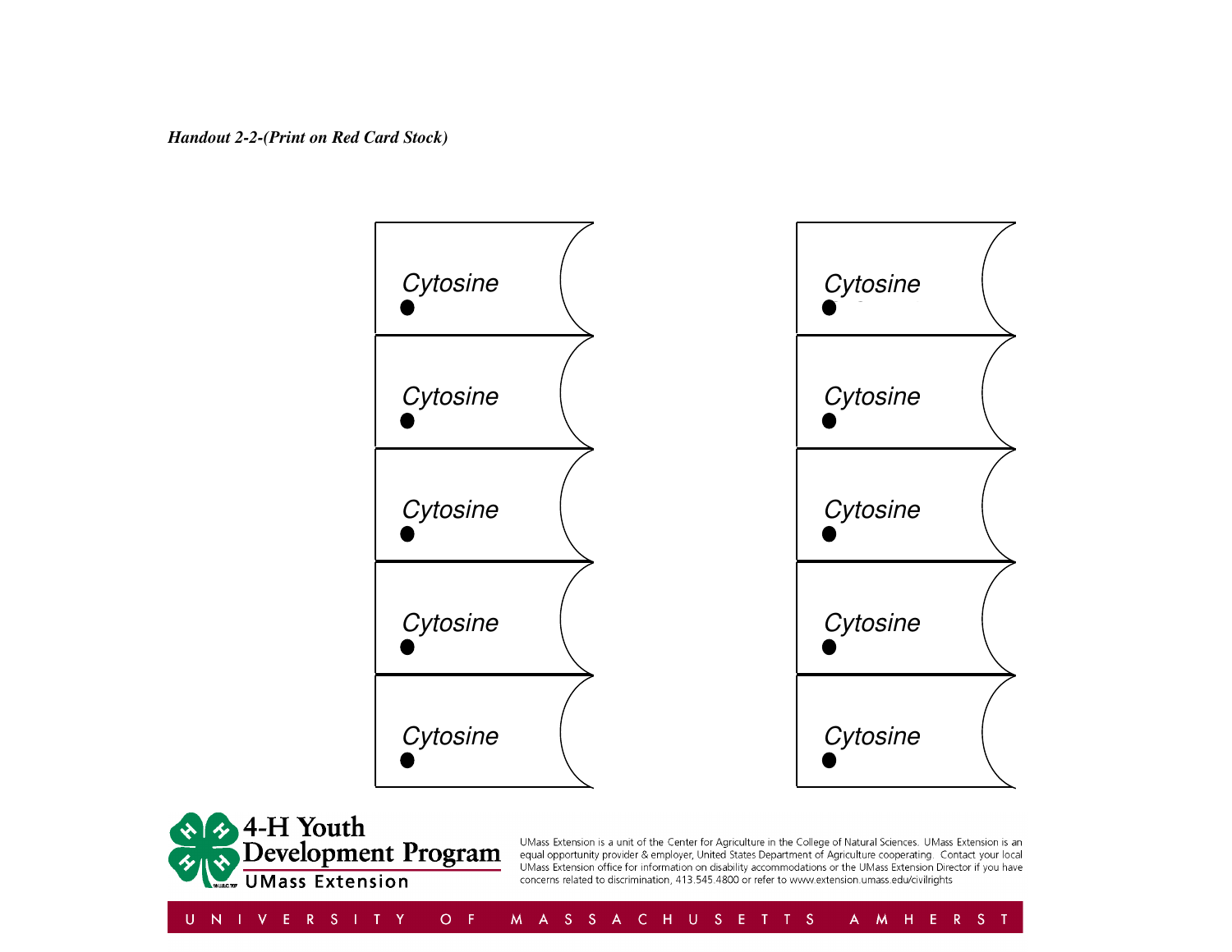*Handout 2-2-(Print on Red Card Stock)*

Cytosine

Cytosine

Cytosine

Cytosine

Cytosine

Cytosine

Cytosine

Cytosine

Cytosine

Cytosine

**4-H Youth Development Program**
**UMass Extension**

UMass Extension is a unit of the Center for Agriculture in the College of Natural Sciences. UMass Extension is an equal opportunity provider & employer, United States Department of Agriculture cooperating. Contact your local UMass Extension office for information on disability accommodations or the UMass Extension Director if you have concerns related to discrimination, 413.545.4800 or refer to www.extension.umass.edu/civilrights

UNIVERSITY OF MASSACHUSETTS AMHERST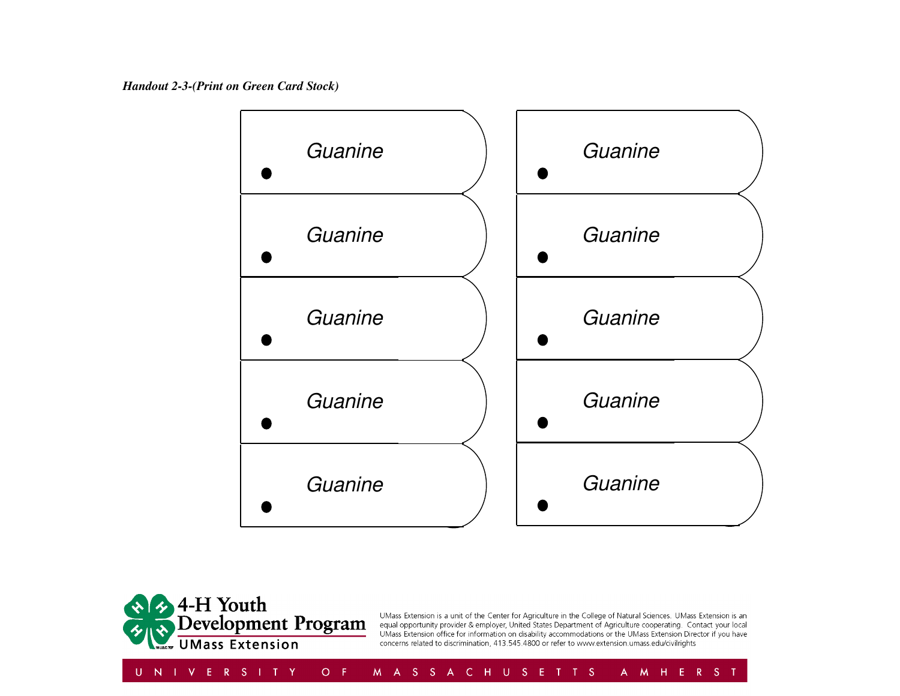*Handout 2-3-(Print on Green Card Stock)*

Guanine

Guanine

Guanine

Guanine

Guanine

Guanine

Guanine

Guanine

Guanine

Guanine

4-H Youth Development Program
UMass Extension

UMass Extension is a unit of the Center for Agriculture in the College of Natural Sciences. UMass Extension is an equal opportunity provider & employer, United States Department of Agriculture cooperating. Contact your local UMass Extension office for information on disability accommodations or the UMass Extension Director if you have concerns related to discrimination, 413.545.4800 or refer to www.extension.umass.edu/civilrights

UNIVERSITY OF MASSACHUSETTS AMHERST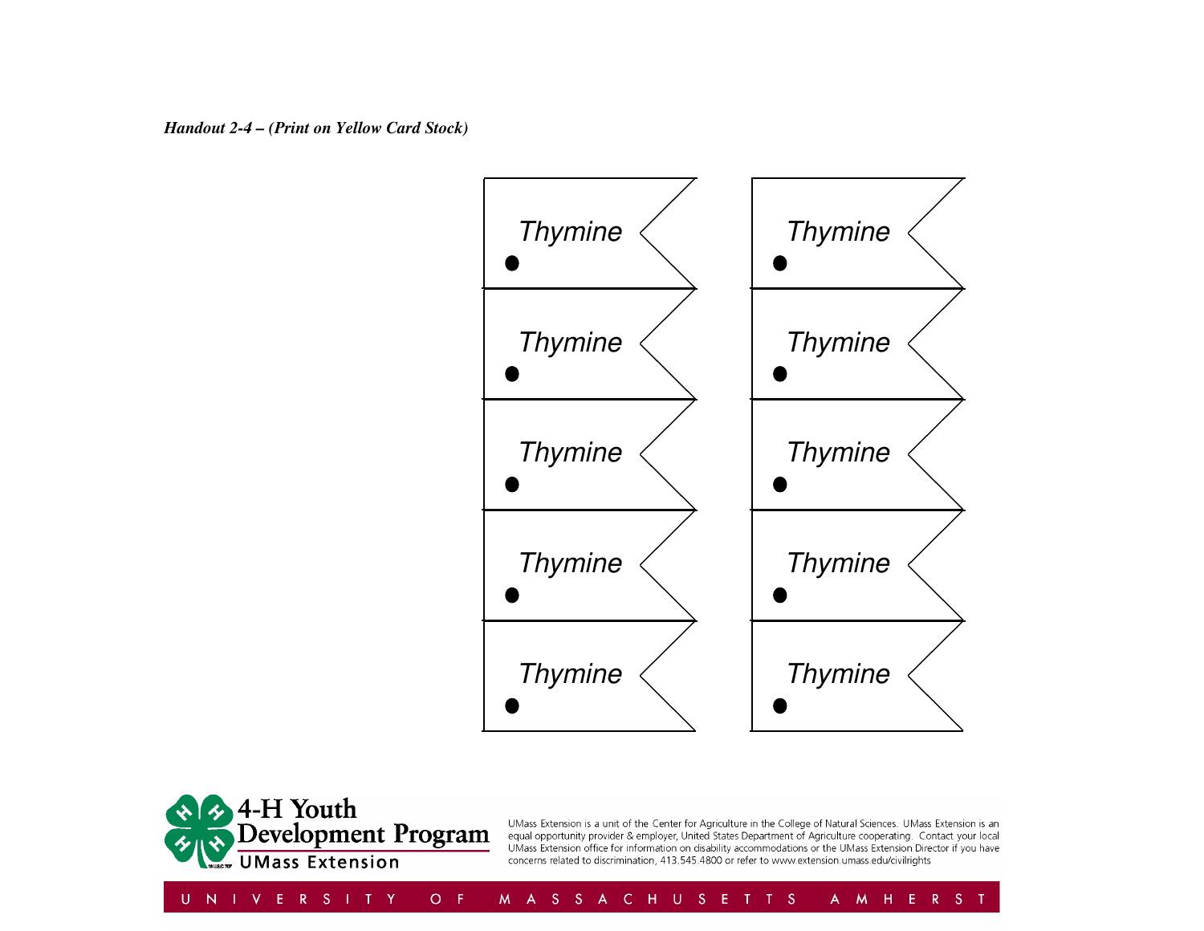*Handout 2-4 – (Print on Yellow Card Stock)*

Thymine

Thymine

Thymine

Thymine

Thymine

Thymine

Thymine

Thymine

Thymine

Thymine

4-H Youth Development Program
UMass Extension

UMass Extension is a unit of the Center for Agriculture in the College of Natural Sciences. UMass Extension is an equal opportunity provider & employer, United States Department of Agriculture cooperating. Contact your local UMass Extension office for information on disability accommodations or the UMass Extension Director if you have concerns related to discrimination, 413.545.4800 or refer to www.extension.umass.edu/civilrights

UNIVERSITY OF MASSACHUSETTS AMHERST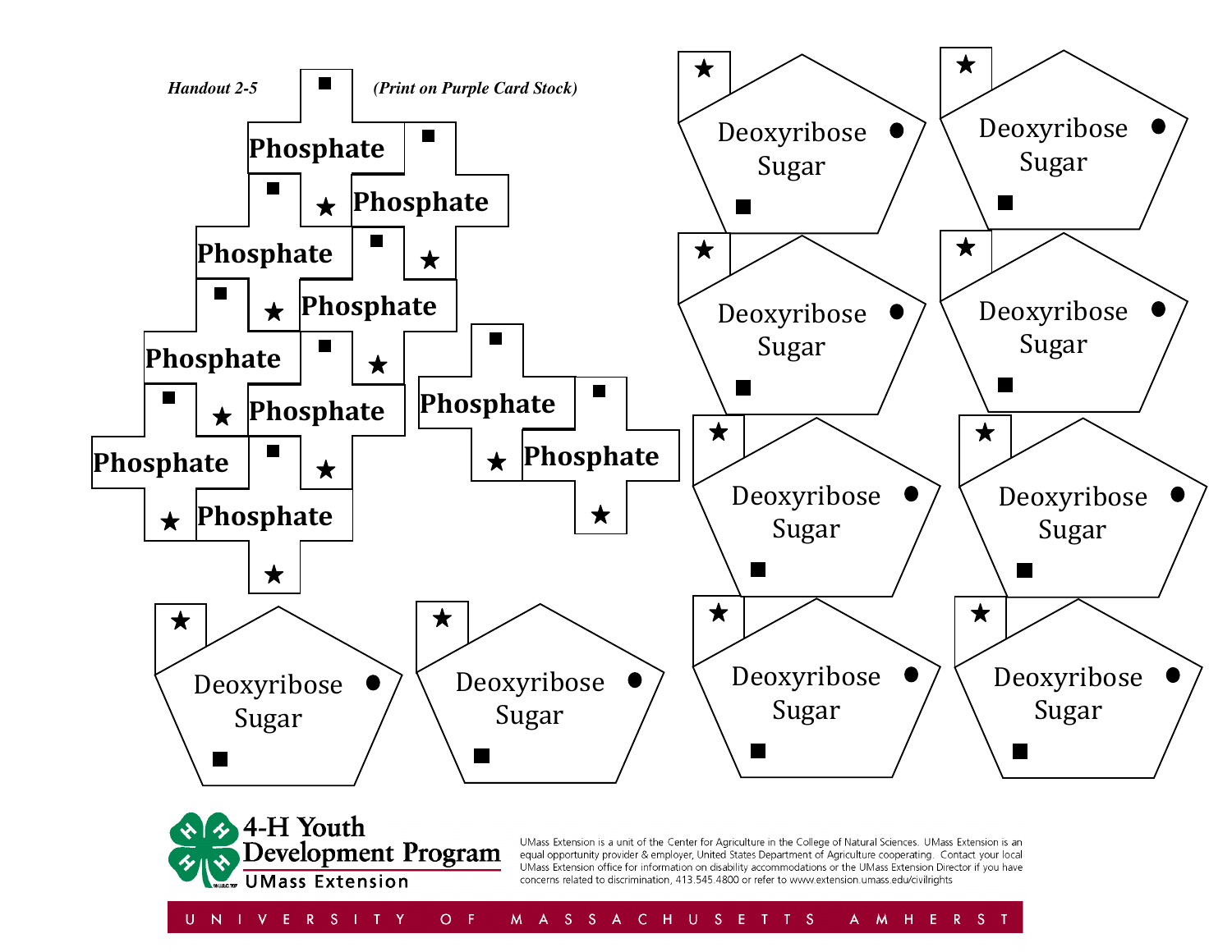*Handout 2-5* *(Print on Purple Card Stock)*

Phosphate

Phosphate

Phosphate

Phosphate

Phosphate

Phosphate

Phosphate

Phosphate

Phosphate

Phosphate

Deoxyribose Sugar

Deoxyribose Sugar

Deoxyribose Sugar

Deoxyribose Sugar

Deoxyribose Sugar

Deoxyribose Sugar

Deoxyribose Sugar

Deoxyribose Sugar

Deoxyribose Sugar

Deoxyribose Sugar

4-H Youth Development Program
UMass Extension

UMass Extension is a unit of the Center for Agriculture in the College of Natural Sciences. UMass Extension is an equal opportunity provider & employer, United States Department of Agriculture cooperating. Contact your local UMass Extension office for information on disability accommodations or the UMass Extension Director if you have concerns related to discrimination, 413.545.4800 or refer to www.extension.umass.edu/civilrights

UNIVERSITY OF MASSACHUSETTS AMHERST